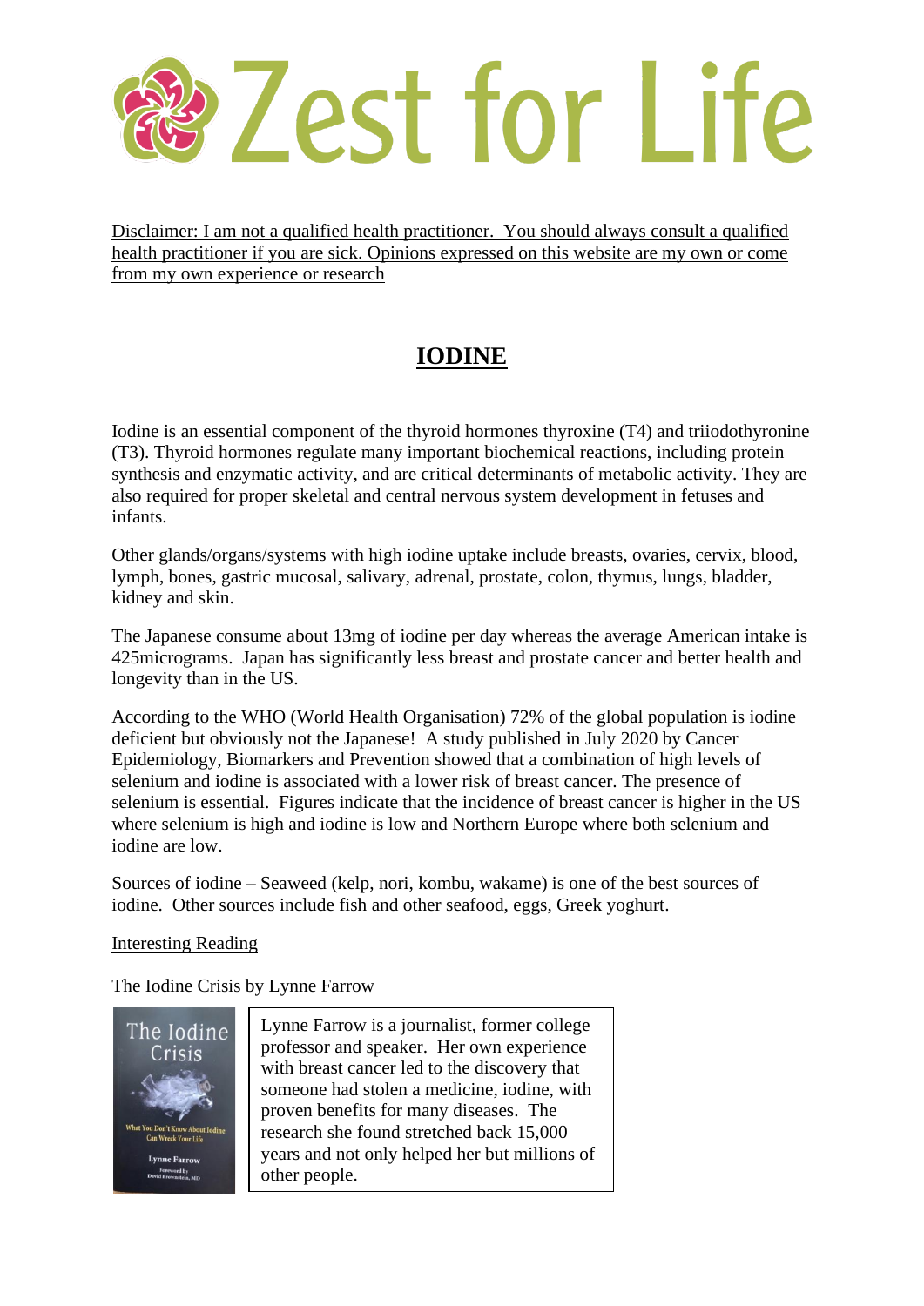# Zest for Life

Disclaimer: I am not a qualified health practitioner. You should always consult a qualified health practitioner if you are sick. Opinions expressed on this website are my own or come from my own experience or research

## IODINE

Iodine is an essential component of the thyroid hormones thyroxine (T4) and triiodothyronine (T3). Thyroid hormones regulate many important biochemical reactions, including protein synthesis and enzymatic activity, and are critical determinants of metabolic activity. They are also required for proper skeletal and central nervous system development in fetuses and infants.

Other glands/organs/systems with high iodine uptake include breasts, ovaries, cervix, blood, lymph, bones, gastric mucosal, salivary, adrenal, prostate, colon, thymus, lungs, bladder, kidney and skin.

The Japanese consume about 13mg of iodine per day whereas the average American intake is 425micrograms. Japan has significantly less breast and prostate cancer and better health and longevity than in the US.

According to the WHO (World Health Organisation) 72% of the global population is iodine deficient but obviously not the Japanese! A study published in July 2020 by Cancer Epidemiology, Biomarkers and Prevention showed that a combination of high levels of selenium and iodine is associated with a lower risk of breast cancer. The presence of selenium is essential. Figures indicate that the incidence of breast cancer is higher in the US where selenium is high and iodine is low and Northern Europe where both selenium and iodine are low.

Sources of iodine – Seaweed (kelp, nori, kombu, wakame) is one of the best sources of iodine. Other sources include fish and other seafood, eggs, Greek yoghurt.

Interesting Reading

The Iodine Crisis by Lynne Farrow

The Iodine Crisis

What You Don't Know About Iodine Can Wreck Your Life

Lynne Farrow

Foreword by David Brownstein, MD

Lynne Farrow is a journalist, former college professor and speaker. Her own experience with breast cancer led to the discovery that someone had stolen a medicine, iodine, with proven benefits for many diseases. The research she found stretched back 15,000 years and not only helped her but millions of other people.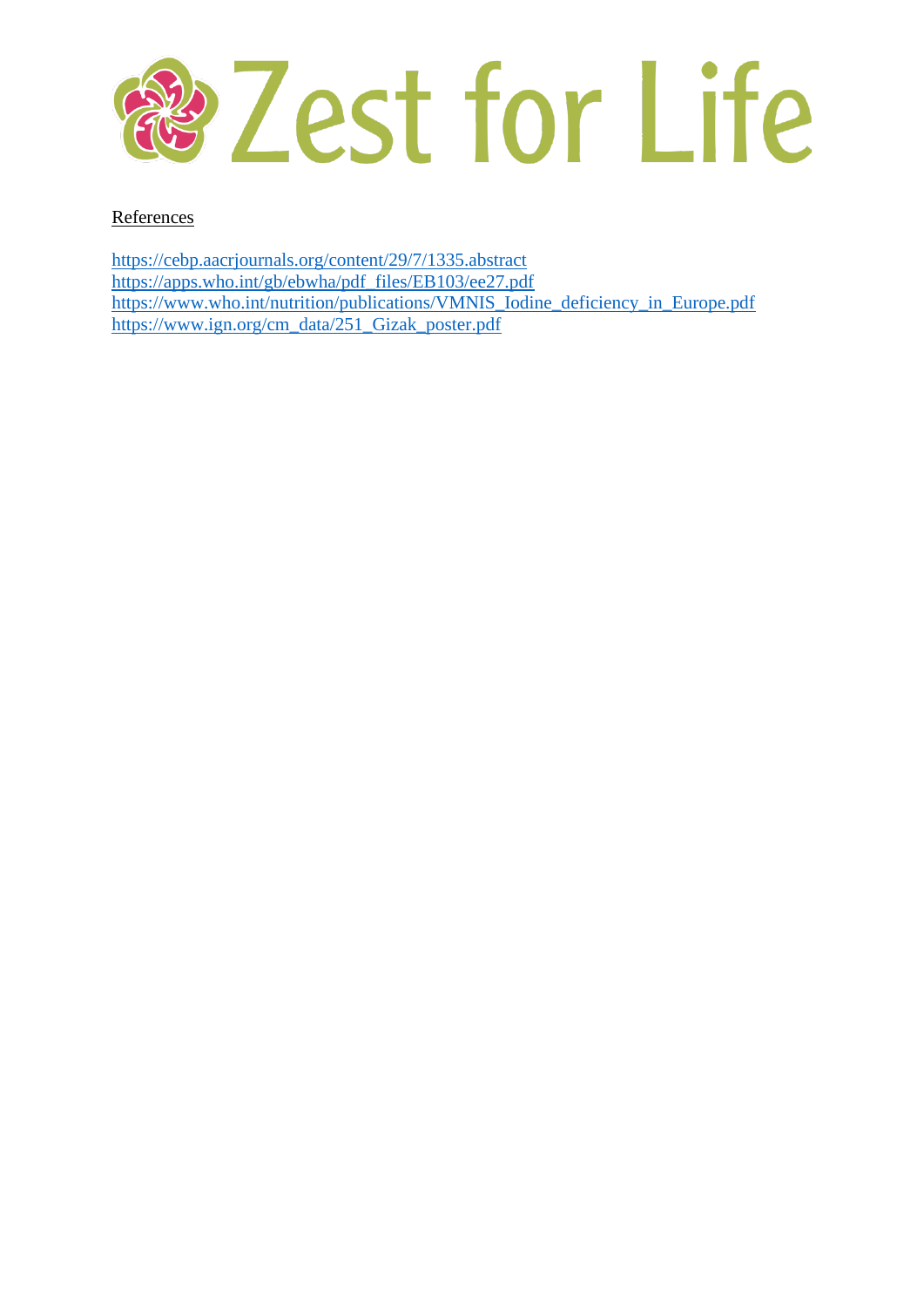# Zest for Life

References

https://cebp.aacrjournals.org/content/29/7/1335.abstract
https://apps.who.int/gb/ebwha/pdf_files/EB103/ee27.pdf
https://www.who.int/nutrition/publications/VMNIS_Iodine_deficiency_in_Europe.pdf
https://www.ign.org/cm_data/251_Gizak_poster.pdf